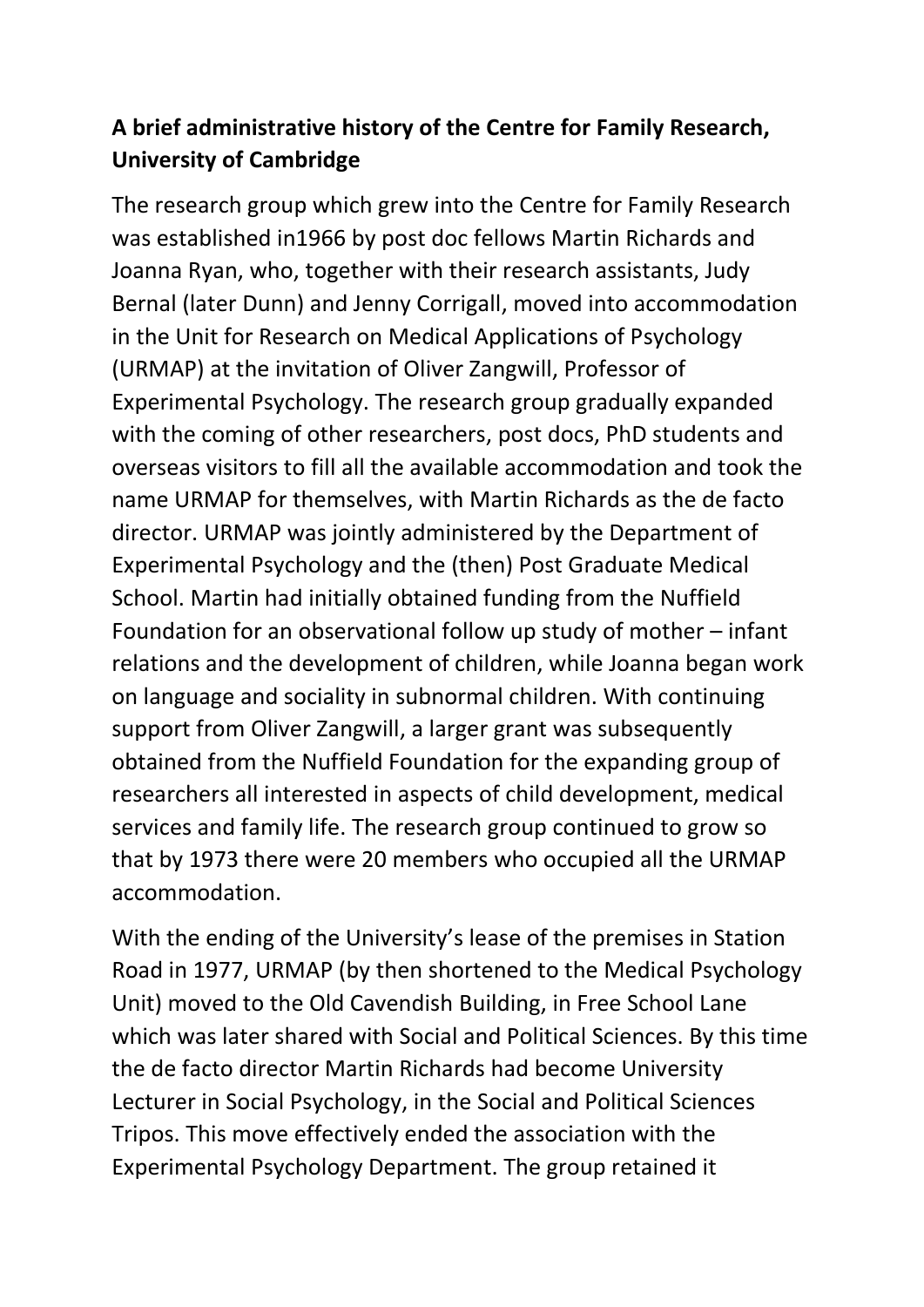**A brief administrative history of the Centre for Family Research, University of Cambridge**

The research group which grew into the Centre for Family Research was established in1966 by post doc fellows Martin Richards and Joanna Ryan, who, together with their research assistants, Judy Bernal (later Dunn) and Jenny Corrigall, moved into accommodation in the Unit for Research on Medical Applications of Psychology (URMAP) at the invitation of Oliver Zangwill, Professor of Experimental Psychology. The research group gradually expanded with the coming of other researchers, post docs, PhD students and overseas visitors to fill all the available accommodation and took the name URMAP for themselves, with Martin Richards as the de facto director. URMAP was jointly administered by the Department of Experimental Psychology and the (then) Post Graduate Medical School. Martin had initially obtained funding from the Nuffield Foundation for an observational follow up study of mother – infant relations and the development of children, while Joanna began work on language and sociality in subnormal children. With continuing support from Oliver Zangwill, a larger grant was subsequently obtained from the Nuffield Foundation for the expanding group of researchers all interested in aspects of child development, medical services and family life. The research group continued to grow so that by 1973 there were 20 members who occupied all the URMAP accommodation.

With the ending of the University's lease of the premises in Station Road in 1977, URMAP (by then shortened to the Medical Psychology Unit) moved to the Old Cavendish Building, in Free School Lane which was later shared with Social and Political Sciences. By this time the de facto director Martin Richards had become University Lecturer in Social Psychology, in the Social and Political Sciences Tripos. This move effectively ended the association with the Experimental Psychology Department. The group retained it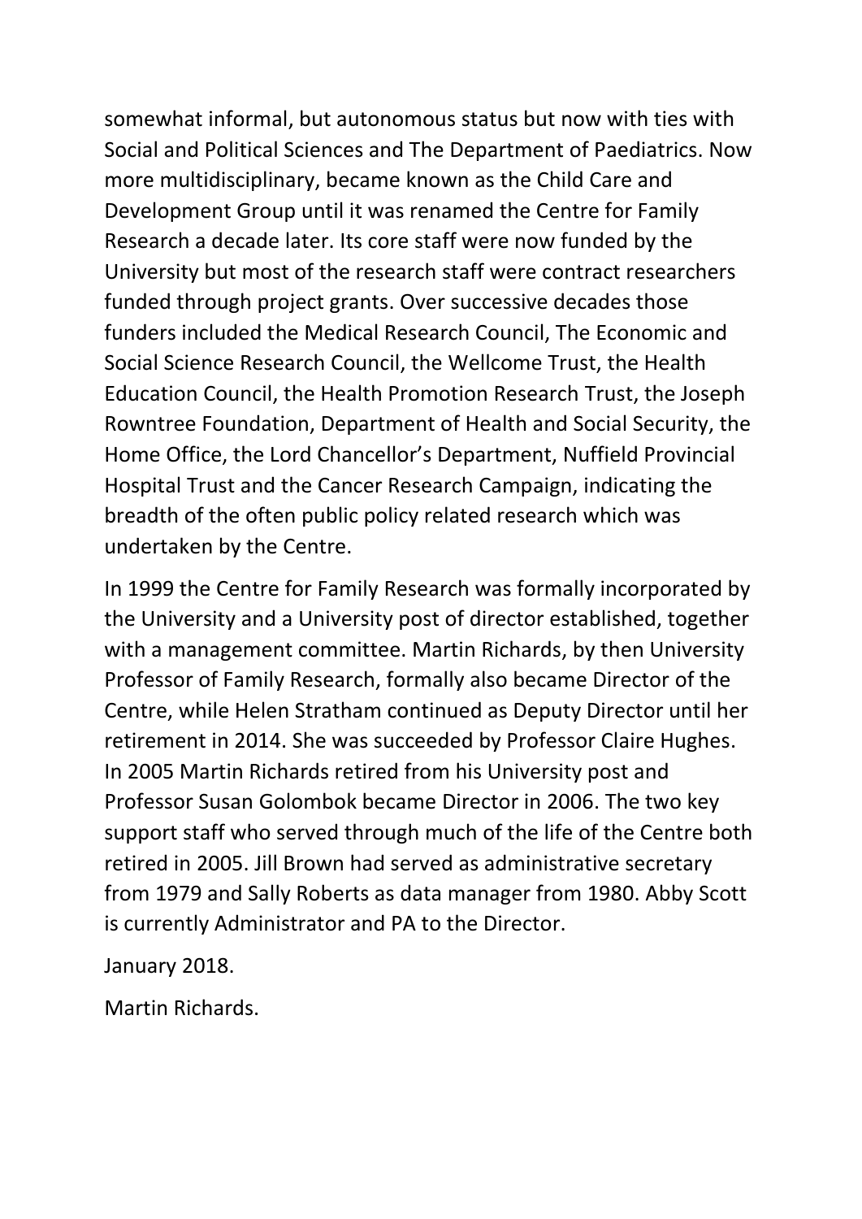somewhat informal, but autonomous status but now with ties with Social and Political Sciences and The Department of Paediatrics. Now more multidisciplinary, became known as the Child Care and Development Group until it was renamed the Centre for Family Research a decade later. Its core staff were now funded by the University but most of the research staff were contract researchers funded through project grants. Over successive decades those funders included the Medical Research Council, The Economic and Social Science Research Council, the Wellcome Trust, the Health Education Council, the Health Promotion Research Trust, the Joseph Rowntree Foundation, Department of Health and Social Security, the Home Office, the Lord Chancellor's Department, Nuffield Provincial Hospital Trust and the Cancer Research Campaign, indicating the breadth of the often public policy related research which was undertaken by the Centre.

In 1999 the Centre for Family Research was formally incorporated by the University and a University post of director established, together with a management committee. Martin Richards, by then University Professor of Family Research, formally also became Director of the Centre, while Helen Stratham continued as Deputy Director until her retirement in 2014. She was succeeded by Professor Claire Hughes. In 2005 Martin Richards retired from his University post and Professor Susan Golombok became Director in 2006. The two key support staff who served through much of the life of the Centre both retired in 2005. Jill Brown had served as administrative secretary from 1979 and Sally Roberts as data manager from 1980. Abby Scott is currently Administrator and PA to the Director.

January 2018.

Martin Richards.